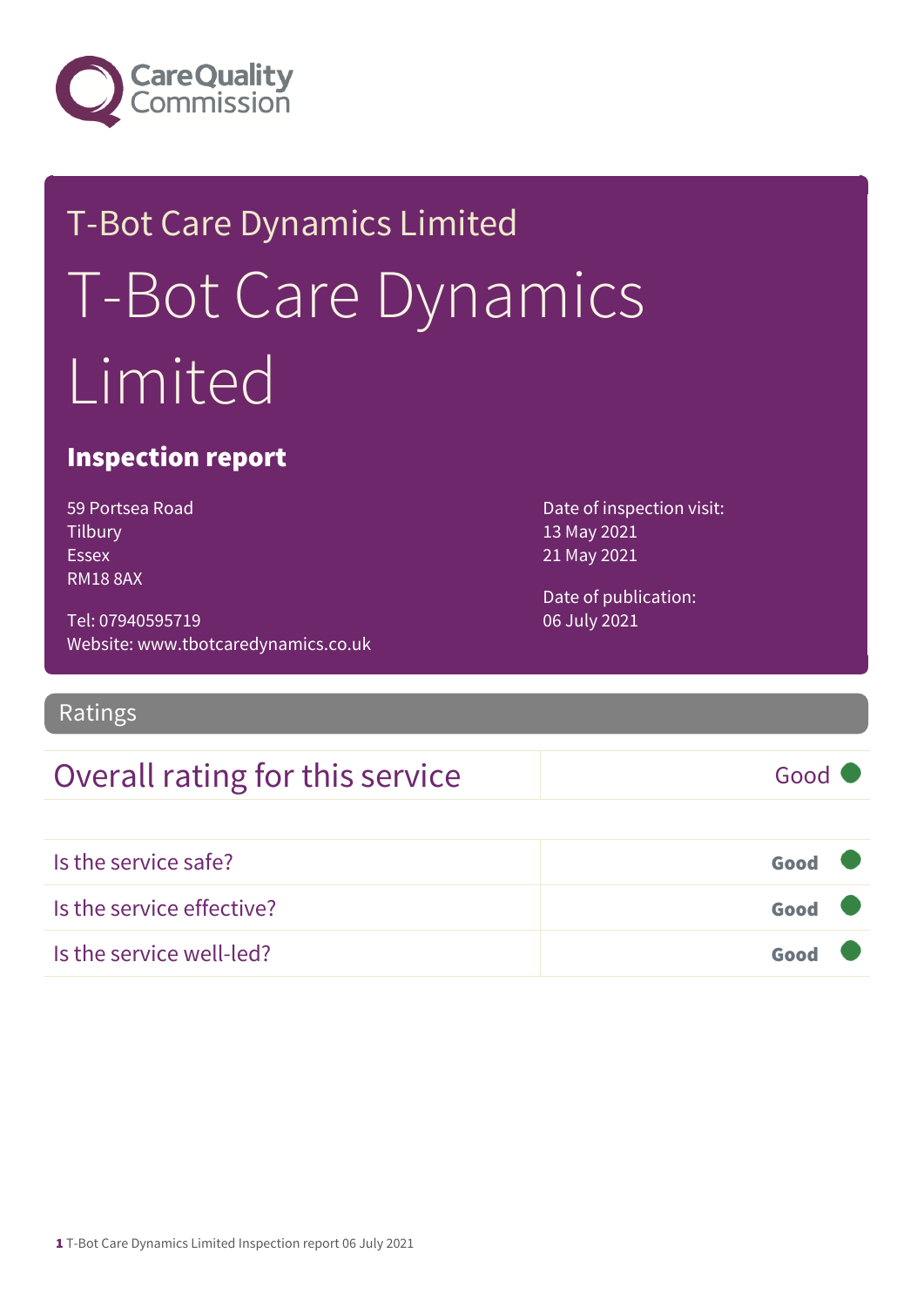Care Quality Commission

# T-Bot Care Dynamics Limited

# T-Bot Care Dynamics Limited

## Inspection report

59 Portsea Road
Tilbury
Essex
RM18 8AX

Tel: 07940595719
Website: www.tbotcaredynamics.co.uk

Date of inspection visit:
13 May 2021
21 May 2021

Date of publication:
06 July 2021

## Ratings

| Overall rating for this service | Good |
| --- | --- |

| | |
| --- | --- |
| Is the service safe? | **Good** |
| Is the service effective? | **Good** |
| Is the service well-led? | **Good** |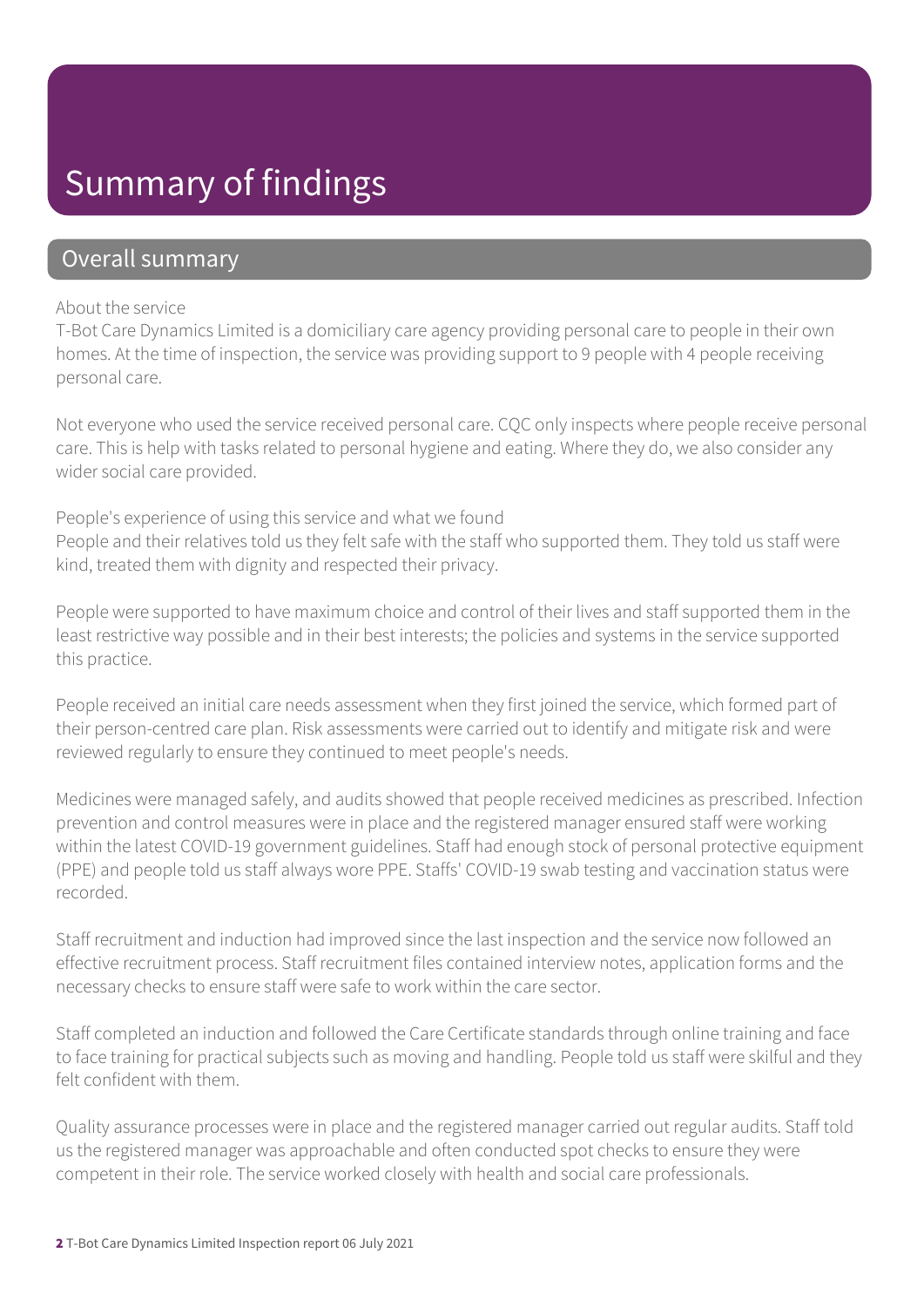# Summary of findings

## Overall summary

About the service
T-Bot Care Dynamics Limited is a domiciliary care agency providing personal care to people in their own homes. At the time of inspection, the service was providing support to 9 people with 4 people receiving personal care.

Not everyone who used the service received personal care. CQC only inspects where people receive personal care. This is help with tasks related to personal hygiene and eating. Where they do, we also consider any wider social care provided.

People's experience of using this service and what we found
People and their relatives told us they felt safe with the staff who supported them. They told us staff were kind, treated them with dignity and respected their privacy.

People were supported to have maximum choice and control of their lives and staff supported them in the least restrictive way possible and in their best interests; the policies and systems in the service supported this practice.

People received an initial care needs assessment when they first joined the service, which formed part of their person-centred care plan. Risk assessments were carried out to identify and mitigate risk and were reviewed regularly to ensure they continued to meet people's needs.

Medicines were managed safely, and audits showed that people received medicines as prescribed. Infection prevention and control measures were in place and the registered manager ensured staff were working within the latest COVID-19 government guidelines. Staff had enough stock of personal protective equipment (PPE) and people told us staff always wore PPE. Staffs' COVID-19 swab testing and vaccination status were recorded.

Staff recruitment and induction had improved since the last inspection and the service now followed an effective recruitment process. Staff recruitment files contained interview notes, application forms and the necessary checks to ensure staff were safe to work within the care sector.

Staff completed an induction and followed the Care Certificate standards through online training and face to face training for practical subjects such as moving and handling. People told us staff were skilful and they felt confident with them.

Quality assurance processes were in place and the registered manager carried out regular audits. Staff told us the registered manager was approachable and often conducted spot checks to ensure they were competent in their role. The service worked closely with health and social care professionals.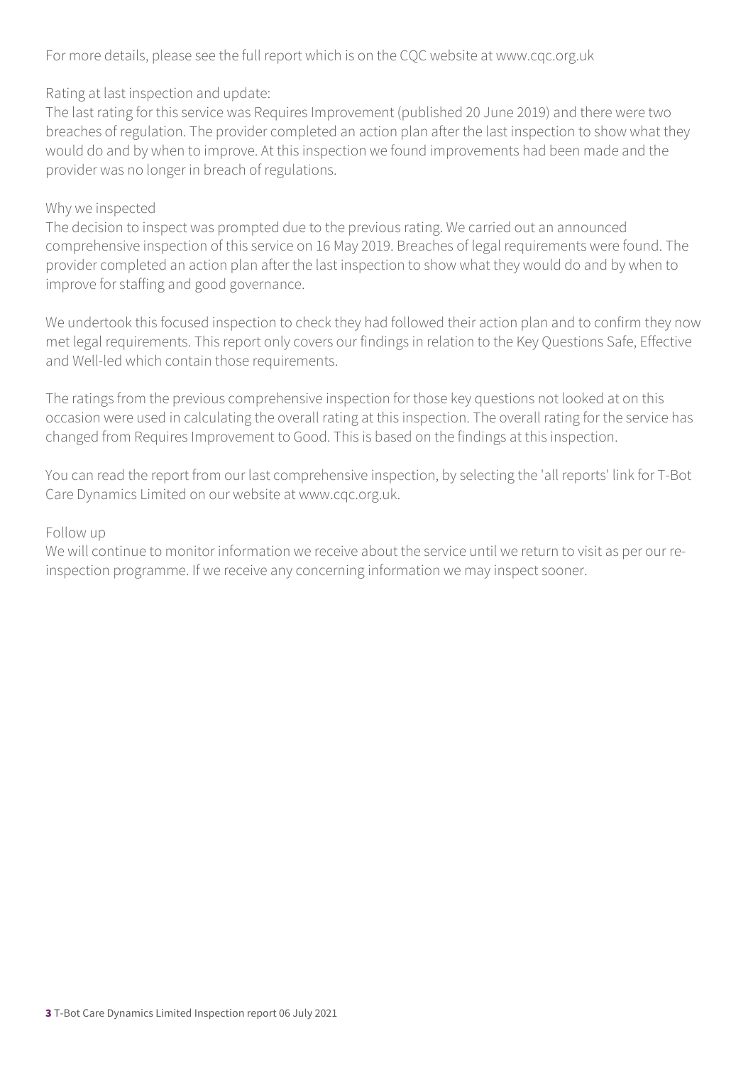For more details, please see the full report which is on the CQC website at www.cqc.org.uk

Rating at last inspection and update:
The last rating for this service was Requires Improvement (published 20 June 2019) and there were two breaches of regulation. The provider completed an action plan after the last inspection to show what they would do and by when to improve. At this inspection we found improvements had been made and the provider was no longer in breach of regulations.

Why we inspected
The decision to inspect was prompted due to the previous rating. We carried out an announced comprehensive inspection of this service on 16 May 2019. Breaches of legal requirements were found. The provider completed an action plan after the last inspection to show what they would do and by when to improve for staffing and good governance.

We undertook this focused inspection to check they had followed their action plan and to confirm they now met legal requirements. This report only covers our findings in relation to the Key Questions Safe, Effective and Well-led which contain those requirements.

The ratings from the previous comprehensive inspection for those key questions not looked at on this occasion were used in calculating the overall rating at this inspection. The overall rating for the service has changed from Requires Improvement to Good. This is based on the findings at this inspection.

You can read the report from our last comprehensive inspection, by selecting the 'all reports' link for T-Bot Care Dynamics Limited on our website at www.cqc.org.uk.

Follow up
We will continue to monitor information we receive about the service until we return to visit as per our re-inspection programme. If we receive any concerning information we may inspect sooner.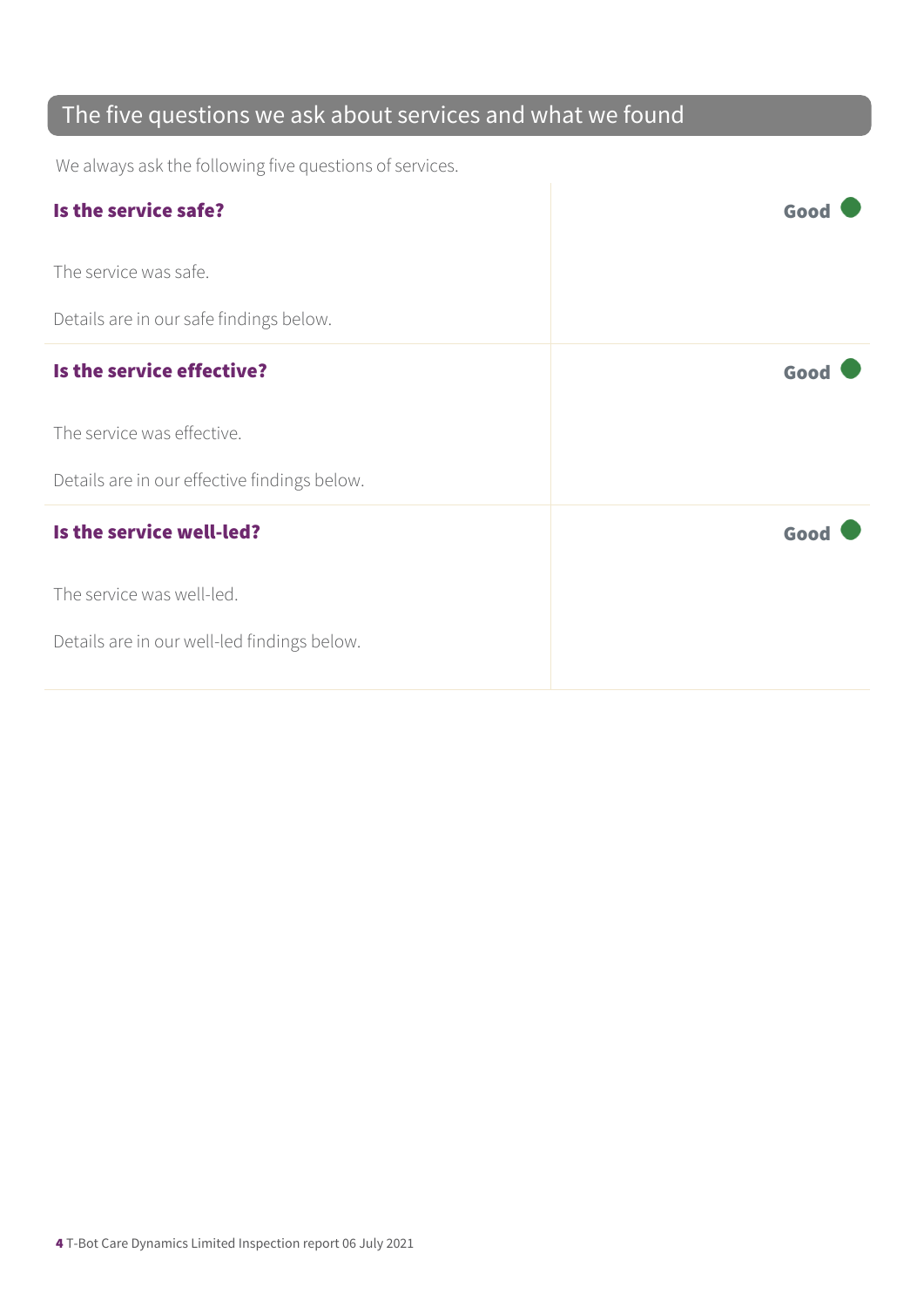## The five questions we ask about services and what we found

We always ask the following five questions of services.

| | |
|---|---|
| **Is the service safe?**<br><br>The service was safe.<br><br>Details are in our safe findings below. | **Good** |
| **Is the service effective?**<br><br>The service was effective.<br><br>Details are in our effective findings below. | **Good** |
| **Is the service well-led?**<br><br>The service was well-led.<br><br>Details are in our well-led findings below. | **Good** |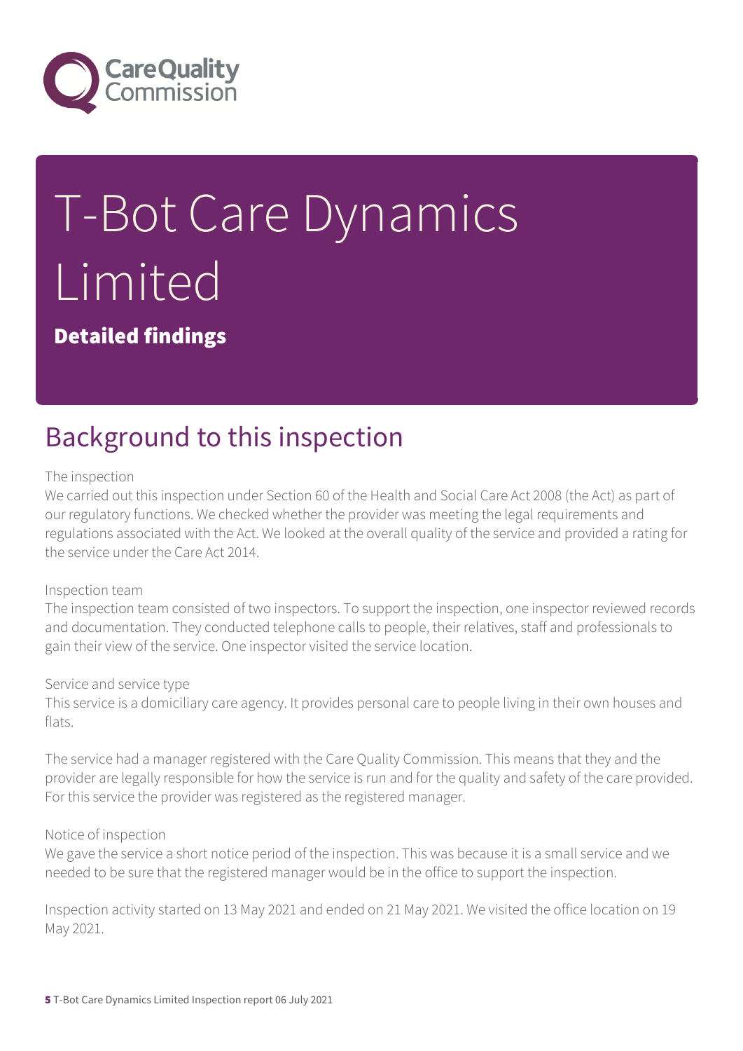# T-Bot Care Dynamics Limited

**Detailed findings**

## Background to this inspection

The inspection

We carried out this inspection under Section 60 of the Health and Social Care Act 2008 (the Act) as part of our regulatory functions. We checked whether the provider was meeting the legal requirements and regulations associated with the Act. We looked at the overall quality of the service and provided a rating for the service under the Care Act 2014.

Inspection team

The inspection team consisted of two inspectors. To support the inspection, one inspector reviewed records and documentation. They conducted telephone calls to people, their relatives, staff and professionals to gain their view of the service. One inspector visited the service location.

Service and service type

This service is a domiciliary care agency. It provides personal care to people living in their own houses and flats.

The service had a manager registered with the Care Quality Commission. This means that they and the provider are legally responsible for how the service is run and for the quality and safety of the care provided. For this service the provider was registered as the registered manager.

Notice of inspection

We gave the service a short notice period of the inspection. This was because it is a small service and we needed to be sure that the registered manager would be in the office to support the inspection.

Inspection activity started on 13 May 2021 and ended on 21 May 2021. We visited the office location on 19 May 2021.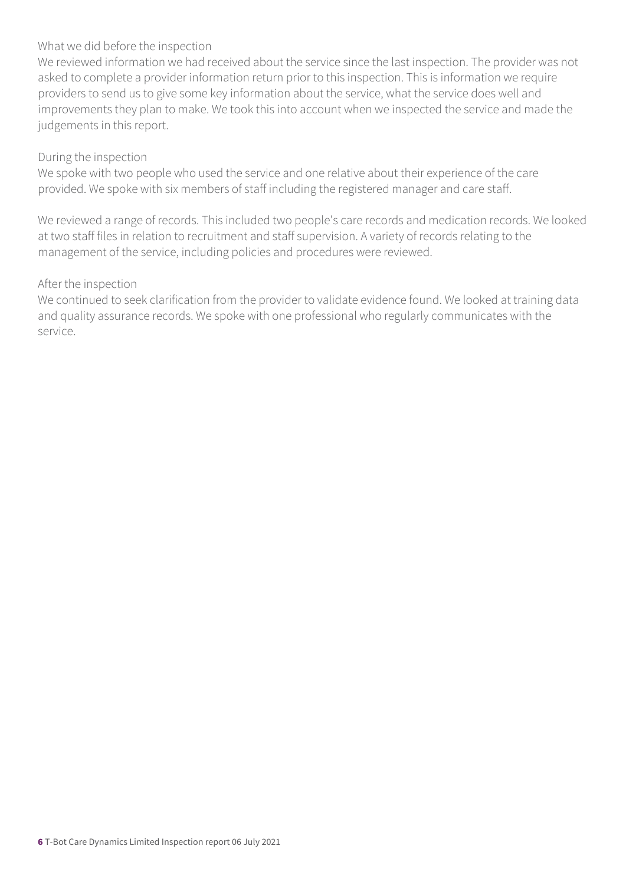What we did before the inspection

We reviewed information we had received about the service since the last inspection. The provider was not asked to complete a provider information return prior to this inspection. This is information we require providers to send us to give some key information about the service, what the service does well and improvements they plan to make. We took this into account when we inspected the service and made the judgements in this report.

During the inspection

We spoke with two people who used the service and one relative about their experience of the care provided. We spoke with six members of staff including the registered manager and care staff.

We reviewed a range of records. This included two people's care records and medication records. We looked at two staff files in relation to recruitment and staff supervision. A variety of records relating to the management of the service, including policies and procedures were reviewed.

After the inspection

We continued to seek clarification from the provider to validate evidence found. We looked at training data and quality assurance records. We spoke with one professional who regularly communicates with the service.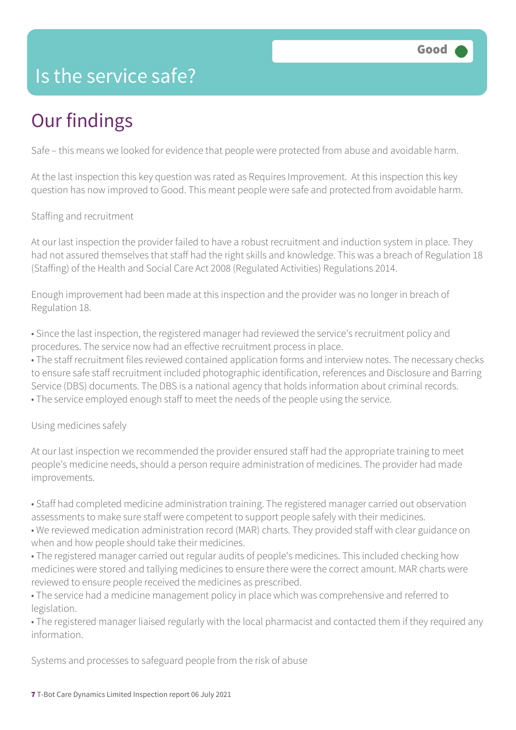# Is the service safe?

Good

## Our findings

Safe – this means we looked for evidence that people were protected from abuse and avoidable harm.

At the last inspection this key question was rated as Requires Improvement. At this inspection this key question has now improved to Good. This meant people were safe and protected from avoidable harm.

Staffing and recruitment

At our last inspection the provider failed to have a robust recruitment and induction system in place. They had not assured themselves that staff had the right skills and knowledge. This was a breach of Regulation 18 (Staffing) of the Health and Social Care Act 2008 (Regulated Activities) Regulations 2014.

Enough improvement had been made at this inspection and the provider was no longer in breach of Regulation 18.

- Since the last inspection, the registered manager had reviewed the service's recruitment policy and procedures. The service now had an effective recruitment process in place.
- The staff recruitment files reviewed contained application forms and interview notes. The necessary checks to ensure safe staff recruitment included photographic identification, references and Disclosure and Barring Service (DBS) documents. The DBS is a national agency that holds information about criminal records.
- The service employed enough staff to meet the needs of the people using the service.

Using medicines safely

At our last inspection we recommended the provider ensured staff had the appropriate training to meet people's medicine needs, should a person require administration of medicines. The provider had made improvements.

- Staff had completed medicine administration training. The registered manager carried out observation assessments to make sure staff were competent to support people safely with their medicines.
- We reviewed medication administration record (MAR) charts. They provided staff with clear guidance on when and how people should take their medicines.
- The registered manager carried out regular audits of people's medicines. This included checking how medicines were stored and tallying medicines to ensure there were the correct amount. MAR charts were reviewed to ensure people received the medicines as prescribed.
- The service had a medicine management policy in place which was comprehensive and referred to legislation.
- The registered manager liaised regularly with the local pharmacist and contacted them if they required any information.

Systems and processes to safeguard people from the risk of abuse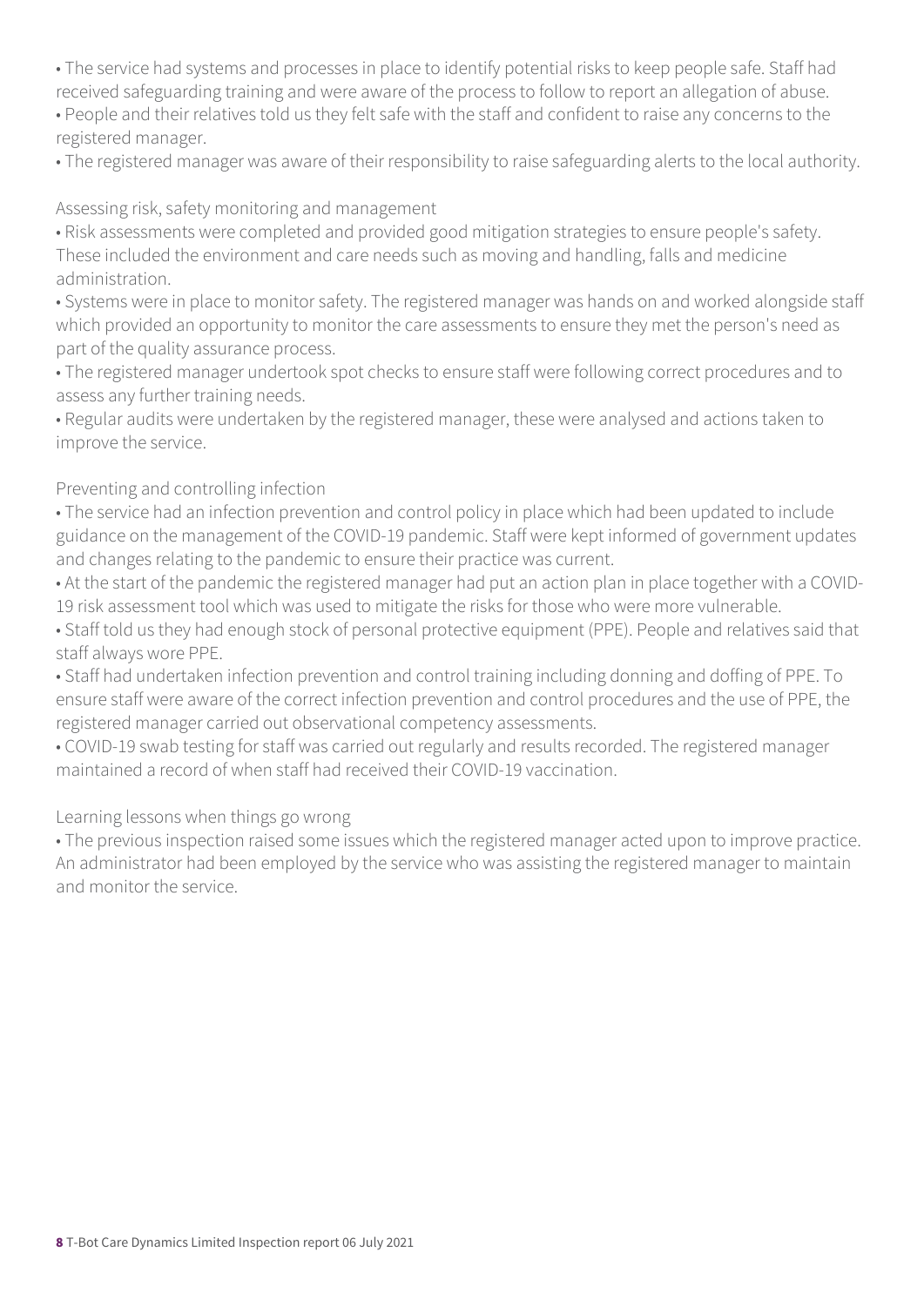- The service had systems and processes in place to identify potential risks to keep people safe. Staff had received safeguarding training and were aware of the process to follow to report an allegation of abuse.
- People and their relatives told us they felt safe with the staff and confident to raise any concerns to the registered manager.
- The registered manager was aware of their responsibility to raise safeguarding alerts to the local authority.

Assessing risk, safety monitoring and management

- Risk assessments were completed and provided good mitigation strategies to ensure people's safety. These included the environment and care needs such as moving and handling, falls and medicine administration.
- Systems were in place to monitor safety. The registered manager was hands on and worked alongside staff which provided an opportunity to monitor the care assessments to ensure they met the person's need as part of the quality assurance process.
- The registered manager undertook spot checks to ensure staff were following correct procedures and to assess any further training needs.
- Regular audits were undertaken by the registered manager, these were analysed and actions taken to improve the service.

Preventing and controlling infection

- The service had an infection prevention and control policy in place which had been updated to include guidance on the management of the COVID-19 pandemic. Staff were kept informed of government updates and changes relating to the pandemic to ensure their practice was current.
- At the start of the pandemic the registered manager had put an action plan in place together with a COVID-19 risk assessment tool which was used to mitigate the risks for those who were more vulnerable.
- Staff told us they had enough stock of personal protective equipment (PPE). People and relatives said that staff always wore PPE.
- Staff had undertaken infection prevention and control training including donning and doffing of PPE. To ensure staff were aware of the correct infection prevention and control procedures and the use of PPE, the registered manager carried out observational competency assessments.
- COVID-19 swab testing for staff was carried out regularly and results recorded. The registered manager maintained a record of when staff had received their COVID-19 vaccination.

Learning lessons when things go wrong

- The previous inspection raised some issues which the registered manager acted upon to improve practice. An administrator had been employed by the service who was assisting the registered manager to maintain and monitor the service.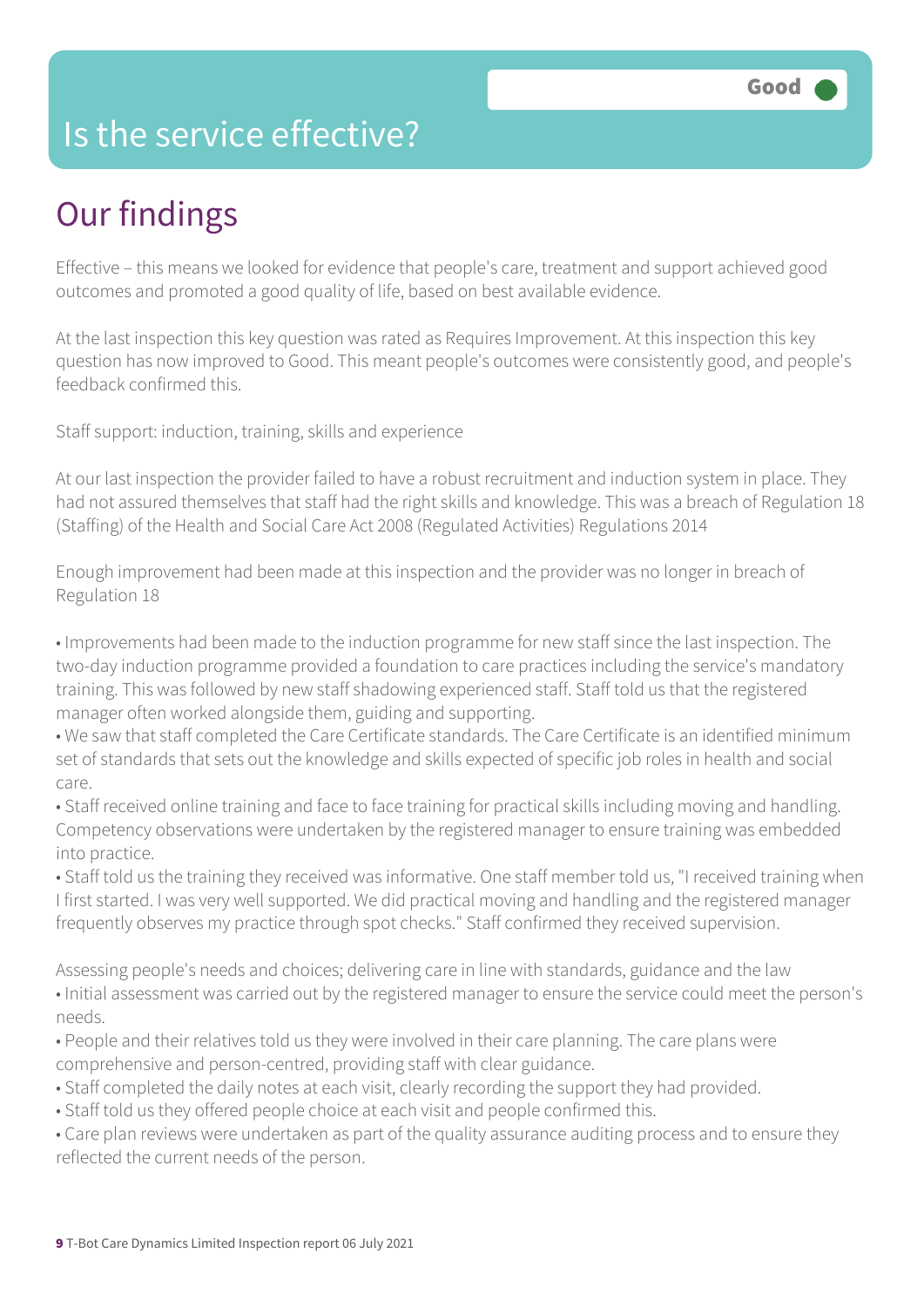# Is the service effective?

Good

## Our findings

Effective – this means we looked for evidence that people's care, treatment and support achieved good outcomes and promoted a good quality of life, based on best available evidence.

At the last inspection this key question was rated as Requires Improvement. At this inspection this key question has now improved to Good. This meant people's outcomes were consistently good, and people's feedback confirmed this.

Staff support: induction, training, skills and experience

At our last inspection the provider failed to have a robust recruitment and induction system in place. They had not assured themselves that staff had the right skills and knowledge. This was a breach of Regulation 18 (Staffing) of the Health and Social Care Act 2008 (Regulated Activities) Regulations 2014

Enough improvement had been made at this inspection and the provider was no longer in breach of Regulation 18

- Improvements had been made to the induction programme for new staff since the last inspection. The two-day induction programme provided a foundation to care practices including the service's mandatory training. This was followed by new staff shadowing experienced staff. Staff told us that the registered manager often worked alongside them, guiding and supporting.
- We saw that staff completed the Care Certificate standards. The Care Certificate is an identified minimum set of standards that sets out the knowledge and skills expected of specific job roles in health and social care.
- Staff received online training and face to face training for practical skills including moving and handling. Competency observations were undertaken by the registered manager to ensure training was embedded into practice.
- Staff told us the training they received was informative. One staff member told us, "I received training when I first started. I was very well supported. We did practical moving and handling and the registered manager frequently observes my practice through spot checks." Staff confirmed they received supervision.

Assessing people's needs and choices; delivering care in line with standards, guidance and the law

- Initial assessment was carried out by the registered manager to ensure the service could meet the person's needs.
- People and their relatives told us they were involved in their care planning. The care plans were comprehensive and person-centred, providing staff with clear guidance.
- Staff completed the daily notes at each visit, clearly recording the support they had provided.
- Staff told us they offered people choice at each visit and people confirmed this.
- Care plan reviews were undertaken as part of the quality assurance auditing process and to ensure they reflected the current needs of the person.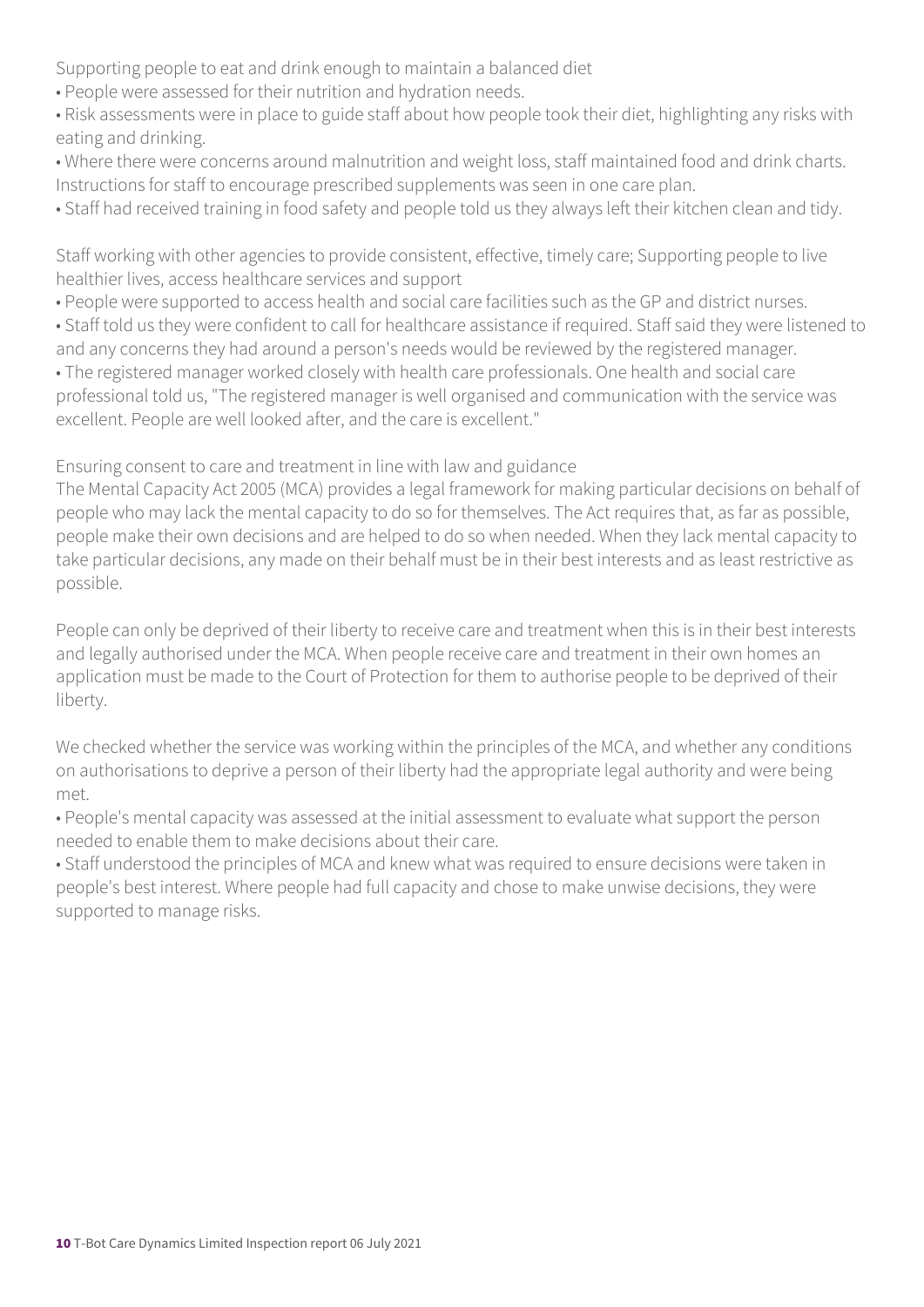Supporting people to eat and drink enough to maintain a balanced diet

- People were assessed for their nutrition and hydration needs.
- Risk assessments were in place to guide staff about how people took their diet, highlighting any risks with eating and drinking.
- Where there were concerns around malnutrition and weight loss, staff maintained food and drink charts. Instructions for staff to encourage prescribed supplements was seen in one care plan.
- Staff had received training in food safety and people told us they always left their kitchen clean and tidy.

Staff working with other agencies to provide consistent, effective, timely care; Supporting people to live healthier lives, access healthcare services and support

- People were supported to access health and social care facilities such as the GP and district nurses.
- Staff told us they were confident to call for healthcare assistance if required. Staff said they were listened to and any concerns they had around a person's needs would be reviewed by the registered manager.
- The registered manager worked closely with health care professionals. One health and social care professional told us, "The registered manager is well organised and communication with the service was excellent. People are well looked after, and the care is excellent."

Ensuring consent to care and treatment in line with law and guidance

The Mental Capacity Act 2005 (MCA) provides a legal framework for making particular decisions on behalf of people who may lack the mental capacity to do so for themselves. The Act requires that, as far as possible, people make their own decisions and are helped to do so when needed. When they lack mental capacity to take particular decisions, any made on their behalf must be in their best interests and as least restrictive as possible.

People can only be deprived of their liberty to receive care and treatment when this is in their best interests and legally authorised under the MCA. When people receive care and treatment in their own homes an application must be made to the Court of Protection for them to authorise people to be deprived of their liberty.

We checked whether the service was working within the principles of the MCA, and whether any conditions on authorisations to deprive a person of their liberty had the appropriate legal authority and were being met.

- People's mental capacity was assessed at the initial assessment to evaluate what support the person needed to enable them to make decisions about their care.
- Staff understood the principles of MCA and knew what was required to ensure decisions were taken in people's best interest. Where people had full capacity and chose to make unwise decisions, they were supported to manage risks.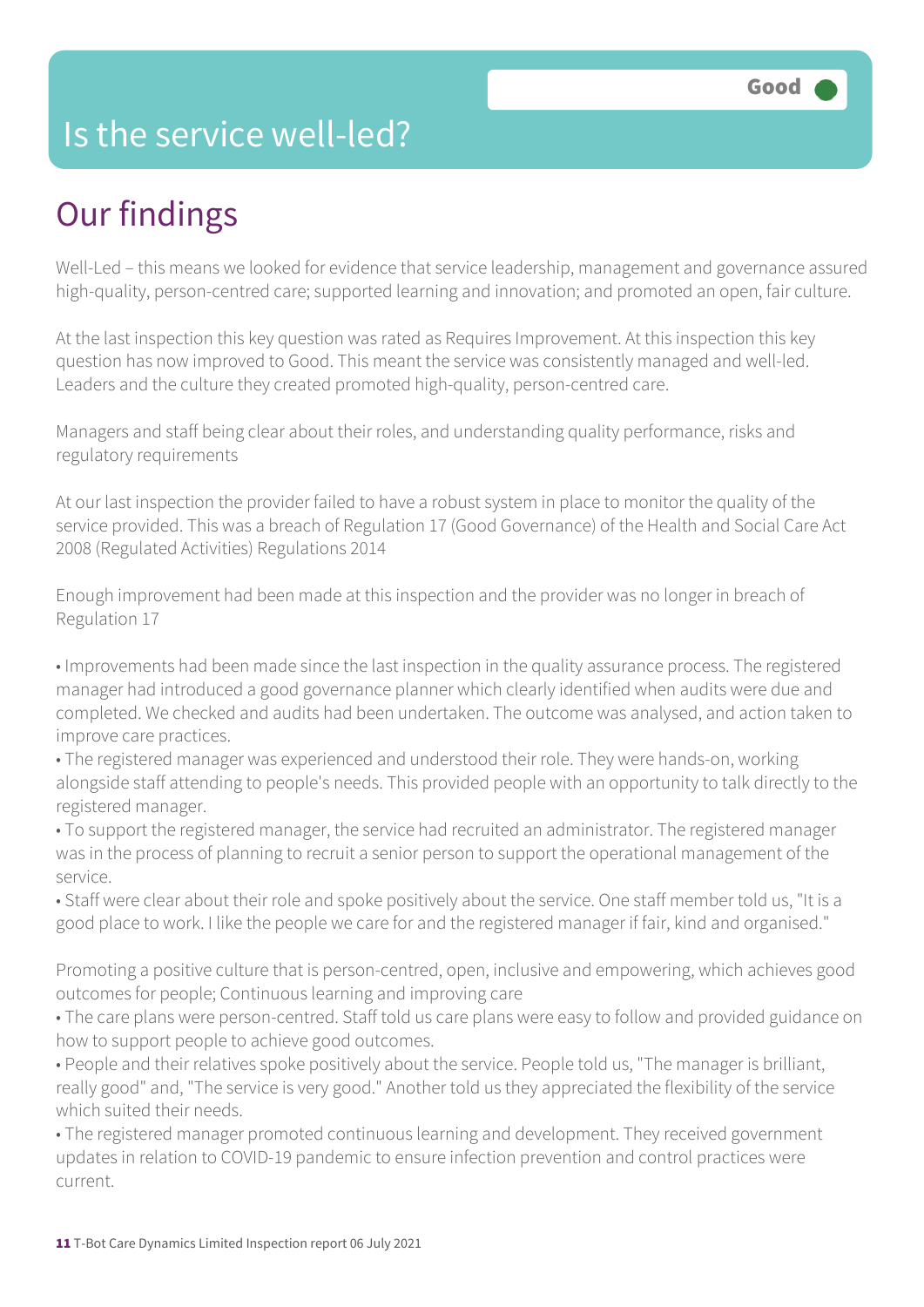# Is the service well-led?

Good

## Our findings

Well-Led – this means we looked for evidence that service leadership, management and governance assured high-quality, person-centred care; supported learning and innovation; and promoted an open, fair culture.

At the last inspection this key question was rated as Requires Improvement. At this inspection this key question has now improved to Good. This meant the service was consistently managed and well-led. Leaders and the culture they created promoted high-quality, person-centred care.

Managers and staff being clear about their roles, and understanding quality performance, risks and regulatory requirements

At our last inspection the provider failed to have a robust system in place to monitor the quality of the service provided. This was a breach of Regulation 17 (Good Governance) of the Health and Social Care Act 2008 (Regulated Activities) Regulations 2014

Enough improvement had been made at this inspection and the provider was no longer in breach of Regulation 17

- Improvements had been made since the last inspection in the quality assurance process. The registered manager had introduced a good governance planner which clearly identified when audits were due and completed. We checked and audits had been undertaken. The outcome was analysed, and action taken to improve care practices.
- The registered manager was experienced and understood their role. They were hands-on, working alongside staff attending to people's needs. This provided people with an opportunity to talk directly to the registered manager.
- To support the registered manager, the service had recruited an administrator. The registered manager was in the process of planning to recruit a senior person to support the operational management of the service.
- Staff were clear about their role and spoke positively about the service. One staff member told us, "It is a good place to work. I like the people we care for and the registered manager if fair, kind and organised."

Promoting a positive culture that is person-centred, open, inclusive and empowering, which achieves good outcomes for people; Continuous learning and improving care

- The care plans were person-centred. Staff told us care plans were easy to follow and provided guidance on how to support people to achieve good outcomes.
- People and their relatives spoke positively about the service. People told us, "The manager is brilliant, really good" and, "The service is very good." Another told us they appreciated the flexibility of the service which suited their needs.
- The registered manager promoted continuous learning and development. They received government updates in relation to COVID-19 pandemic to ensure infection prevention and control practices were current.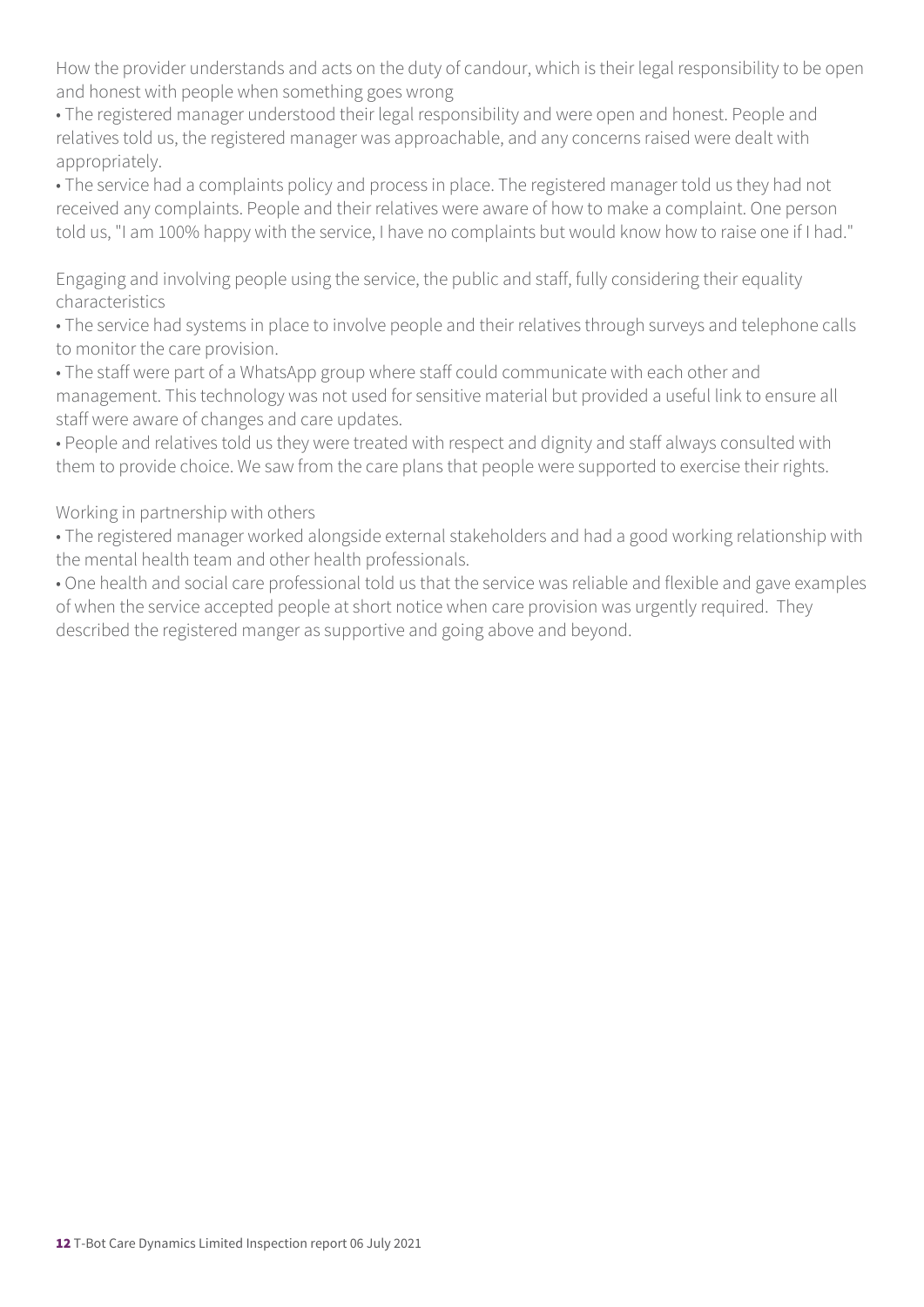How the provider understands and acts on the duty of candour, which is their legal responsibility to be open and honest with people when something goes wrong

- The registered manager understood their legal responsibility and were open and honest. People and relatives told us, the registered manager was approachable, and any concerns raised were dealt with appropriately.
- The service had a complaints policy and process in place. The registered manager told us they had not received any complaints. People and their relatives were aware of how to make a complaint. One person told us, "I am 100% happy with the service, I have no complaints but would know how to raise one if I had."

Engaging and involving people using the service, the public and staff, fully considering their equality characteristics

- The service had systems in place to involve people and their relatives through surveys and telephone calls to monitor the care provision.
- The staff were part of a WhatsApp group where staff could communicate with each other and management. This technology was not used for sensitive material but provided a useful link to ensure all staff were aware of changes and care updates.
- People and relatives told us they were treated with respect and dignity and staff always consulted with them to provide choice. We saw from the care plans that people were supported to exercise their rights.

Working in partnership with others

- The registered manager worked alongside external stakeholders and had a good working relationship with the mental health team and other health professionals.
- One health and social care professional told us that the service was reliable and flexible and gave examples of when the service accepted people at short notice when care provision was urgently required. They described the registered manger as supportive and going above and beyond.